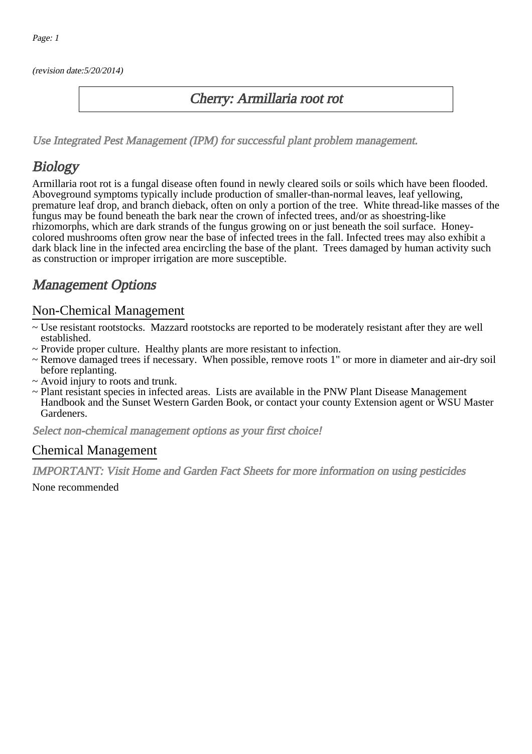(revision date:5/20/2014)

# Cherry: Armillaria root rot

*Use Integrated Pest Management (IPM) for successful plant problem management.*

## Biology

Armillaria root rot is a fungal disease often found in newly cleared soils or soils which have been flooded. Aboveground symptoms typically include production of smaller-than-normal leaves, leaf yellowing, premature leaf drop, and branch dieback, often on only a portion of the tree. White thread-like masses of the fungus may be found beneath the bark near the crown of infected trees, and/or as shoestring-like rhizomorphs, which are dark strands of the fungus growing on or just beneath the soil surface. Honey-colored mushrooms often grow near the base of infected trees in the fall. Infected trees may also exhibit a dark black line in the infected area encircling the base of the plant. Trees damaged by human activity such as construction or improper irrigation are more susceptible.

## Management Options

### Non-Chemical Management

~ Use resistant rootstocks. Mazzard rootstocks are reported to be moderately resistant after they are well established.
~ Provide proper culture. Healthy plants are more resistant to infection.
~ Remove damaged trees if necessary. When possible, remove roots 1" or more in diameter and air-dry soil before replanting.
~ Avoid injury to roots and trunk.
~ Plant resistant species in infected areas. Lists are available in the PNW Plant Disease Management Handbook and the Sunset Western Garden Book, or contact your county Extension agent or WSU Master Gardeners.

*Select non-chemical management options as your first choice!*

### Chemical Management

*IMPORTANT: Visit Home and Garden Fact Sheets for more information on using pesticides*

None recommended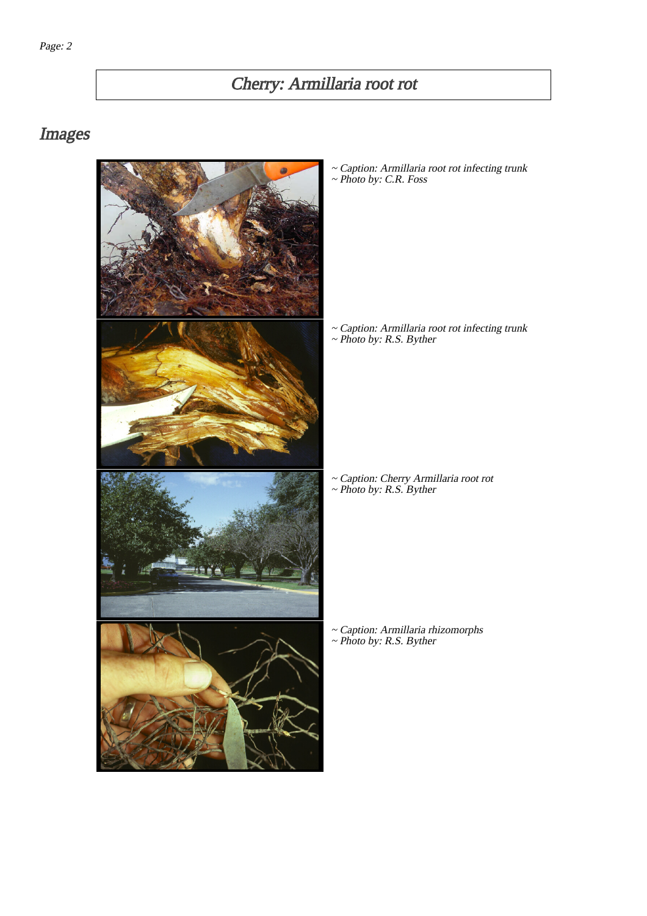# Cherry: Armillaria root rot

## Images

~ Caption: Armillaria root rot infecting trunk
~ Photo by: C.R. Foss

~ Caption: Armillaria root rot infecting trunk
~ Photo by: R.S. Byther

~ Caption: Cherry Armillaria root rot
~ Photo by: R.S. Byther

~ Caption: Armillaria rhizomorphs
~ Photo by: R.S. Byther